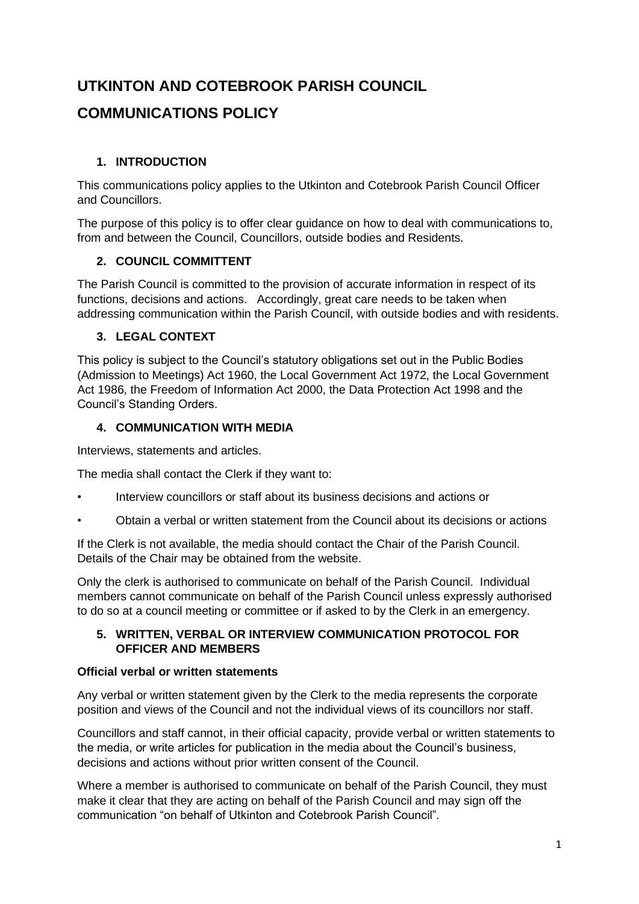# UTKINTON AND COTEBROOK PARISH COUNCIL

# COMMUNICATIONS POLICY

## 1. INTRODUCTION

This communications policy applies to the Utkinton and Cotebrook Parish Council Officer and Councillors.

The purpose of this policy is to offer clear guidance on how to deal with communications to, from and between the Council, Councillors, outside bodies and Residents.

## 2. COUNCIL COMMITTENT

The Parish Council is committed to the provision of accurate information in respect of its functions, decisions and actions. Accordingly, great care needs to be taken when addressing communication within the Parish Council, with outside bodies and with residents.

## 3. LEGAL CONTEXT

This policy is subject to the Council's statutory obligations set out in the Public Bodies (Admission to Meetings) Act 1960, the Local Government Act 1972, the Local Government Act 1986, the Freedom of Information Act 2000, the Data Protection Act 1998 and the Council's Standing Orders.

## 4. COMMUNICATION WITH MEDIA

Interviews, statements and articles.

The media shall contact the Clerk if they want to:

- Interview councillors or staff about its business decisions and actions or
- Obtain a verbal or written statement from the Council about its decisions or actions

If the Clerk is not available, the media should contact the Chair of the Parish Council. Details of the Chair may be obtained from the website.

Only the clerk is authorised to communicate on behalf of the Parish Council. Individual members cannot communicate on behalf of the Parish Council unless expressly authorised to do so at a council meeting or committee or if asked to by the Clerk in an emergency.

## 5. WRITTEN, VERBAL OR INTERVIEW COMMUNICATION PROTOCOL FOR OFFICER AND MEMBERS

**Official verbal or written statements**

Any verbal or written statement given by the Clerk to the media represents the corporate position and views of the Council and not the individual views of its councillors nor staff.

Councillors and staff cannot, in their official capacity, provide verbal or written statements to the media, or write articles for publication in the media about the Council's business, decisions and actions without prior written consent of the Council.

Where a member is authorised to communicate on behalf of the Parish Council, they must make it clear that they are acting on behalf of the Parish Council and may sign off the communication "on behalf of Utkinton and Cotebrook Parish Council".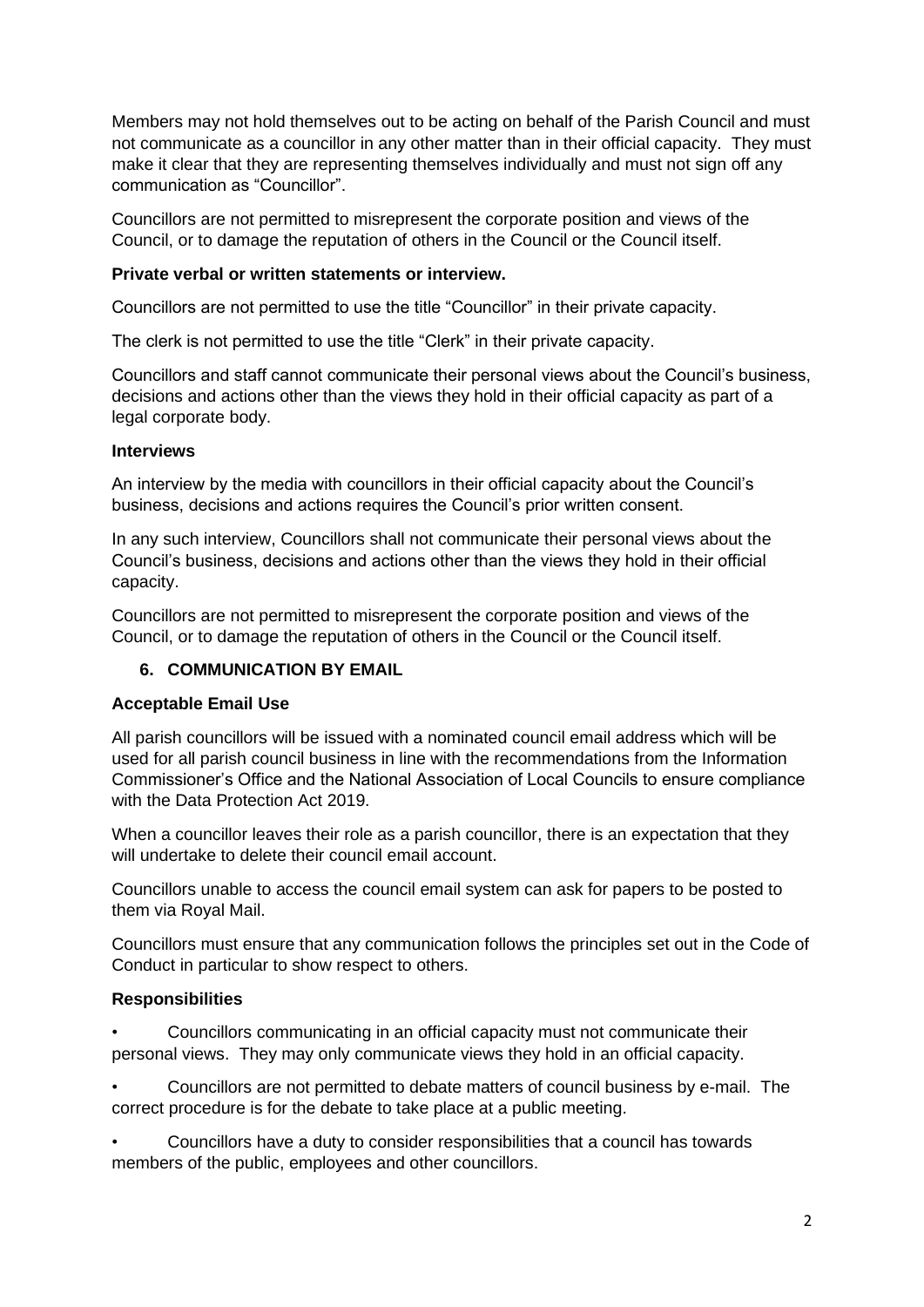Members may not hold themselves out to be acting on behalf of the Parish Council and must not communicate as a councillor in any other matter than in their official capacity. They must make it clear that they are representing themselves individually and must not sign off any communication as "Councillor".

Councillors are not permitted to misrepresent the corporate position and views of the Council, or to damage the reputation of others in the Council or the Council itself.

**Private verbal or written statements or interview.**

Councillors are not permitted to use the title "Councillor" in their private capacity.

The clerk is not permitted to use the title "Clerk" in their private capacity.

Councillors and staff cannot communicate their personal views about the Council's business, decisions and actions other than the views they hold in their official capacity as part of a legal corporate body.

**Interviews**

An interview by the media with councillors in their official capacity about the Council's business, decisions and actions requires the Council's prior written consent.

In any such interview, Councillors shall not communicate their personal views about the Council's business, decisions and actions other than the views they hold in their official capacity.

Councillors are not permitted to misrepresent the corporate position and views of the Council, or to damage the reputation of others in the Council or the Council itself.

## 6. COMMUNICATION BY EMAIL

**Acceptable Email Use**

All parish councillors will be issued with a nominated council email address which will be used for all parish council business in line with the recommendations from the Information Commissioner's Office and the National Association of Local Councils to ensure compliance with the Data Protection Act 2019.

When a councillor leaves their role as a parish councillor, there is an expectation that they will undertake to delete their council email account.

Councillors unable to access the council email system can ask for papers to be posted to them via Royal Mail.

Councillors must ensure that any communication follows the principles set out in the Code of Conduct in particular to show respect to others.

**Responsibilities**

- Councillors communicating in an official capacity must not communicate their personal views. They may only communicate views they hold in an official capacity.
- Councillors are not permitted to debate matters of council business by e-mail. The correct procedure is for the debate to take place at a public meeting.
- Councillors have a duty to consider responsibilities that a council has towards members of the public, employees and other councillors.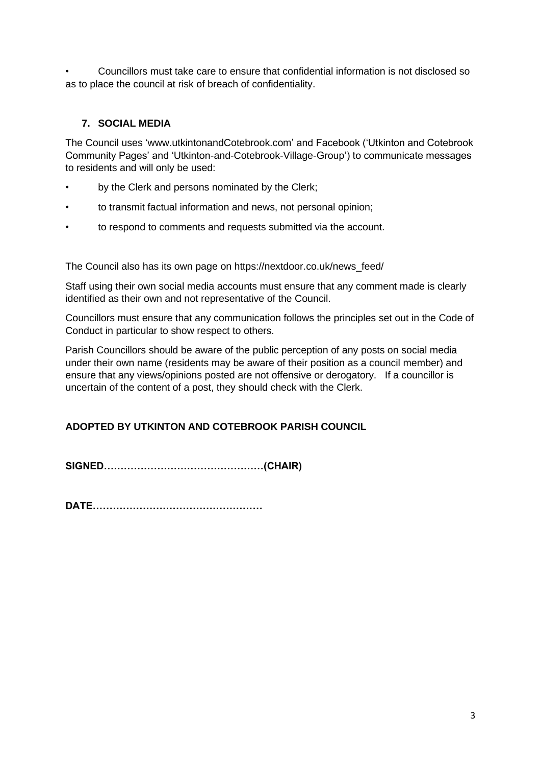- Councillors must take care to ensure that confidential information is not disclosed so as to place the council at risk of breach of confidentiality.

## 7. SOCIAL MEDIA

The Council uses 'www.utkintonandCotebrook.com' and Facebook ('Utkinton and Cotebrook Community Pages' and 'Utkinton-and-Cotebrook-Village-Group') to communicate messages to residents and will only be used:

- by the Clerk and persons nominated by the Clerk;
- to transmit factual information and news, not personal opinion;
- to respond to comments and requests submitted via the account.

The Council also has its own page on https://nextdoor.co.uk/news_feed/

Staff using their own social media accounts must ensure that any comment made is clearly identified as their own and not representative of the Council.

Councillors must ensure that any communication follows the principles set out in the Code of Conduct in particular to show respect to others.

Parish Councillors should be aware of the public perception of any posts on social media under their own name (residents may be aware of their position as a council member) and ensure that any views/opinions posted are not offensive or derogatory. If a councillor is uncertain of the content of a post, they should check with the Clerk.

**ADOPTED BY UTKINTON AND COTEBROOK PARISH COUNCIL**

**SIGNED…………………………………………(CHAIR)**

**DATE……………………………………………**